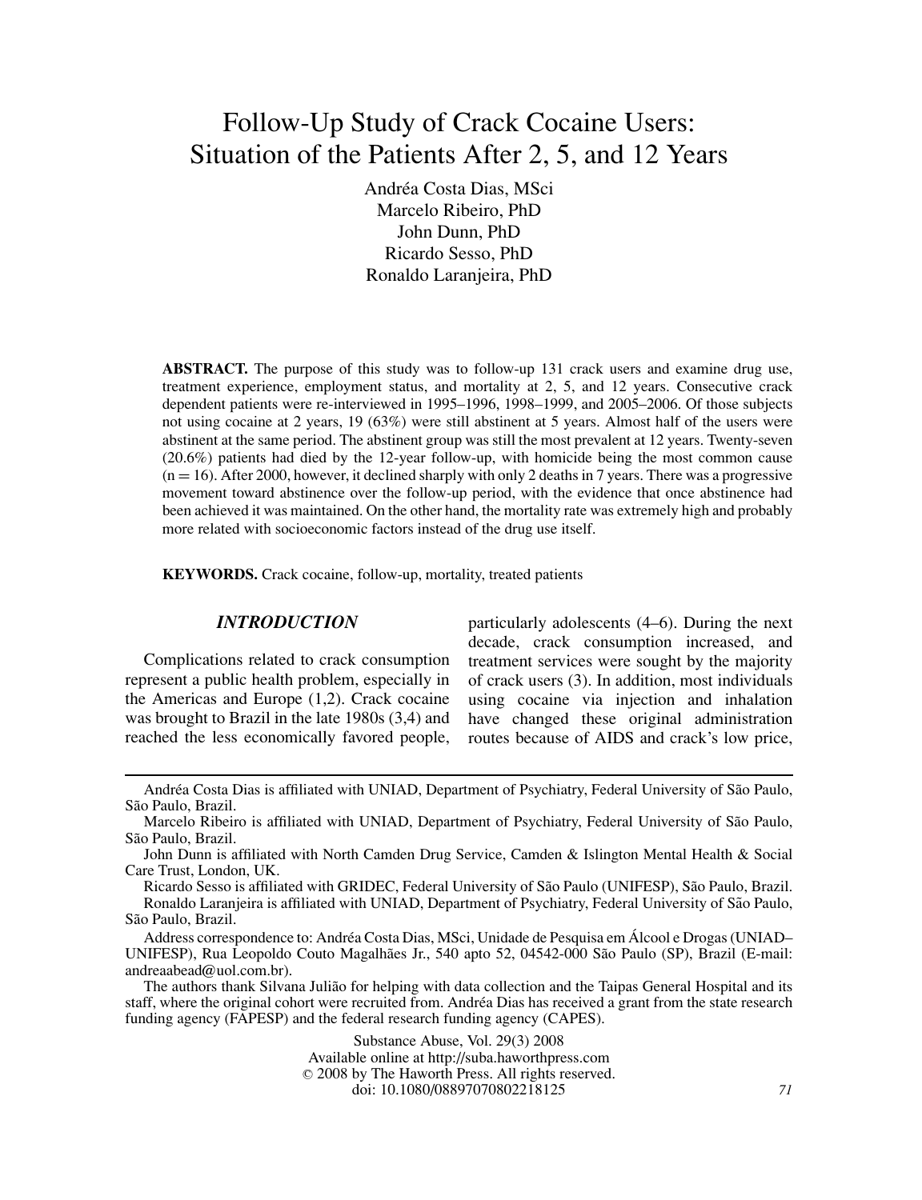# Follow-Up Study of Crack Cocaine Users: Situation of the Patients After 2, 5, and 12 Years

Andréa Costa Dias, MSci
Marcelo Ribeiro, PhD
John Dunn, PhD
Ricardo Sesso, PhD
Ronaldo Laranjeira, PhD

**ABSTRACT.** The purpose of this study was to follow-up 131 crack users and examine drug use, treatment experience, employment status, and mortality at 2, 5, and 12 years. Consecutive crack dependent patients were re-interviewed in 1995–1996, 1998–1999, and 2005–2006. Of those subjects not using cocaine at 2 years, 19 (63%) were still abstinent at 5 years. Almost half of the users were abstinent at the same period. The abstinent group was still the most prevalent at 12 years. Twenty-seven (20.6%) patients had died by the 12-year follow-up, with homicide being the most common cause (n = 16). After 2000, however, it declined sharply with only 2 deaths in 7 years. There was a progressive movement toward abstinence over the follow-up period, with the evidence that once abstinence had been achieved it was maintained. On the other hand, the mortality rate was extremely high and probably more related with socioeconomic factors instead of the drug use itself.

**KEYWORDS.** Crack cocaine, follow-up, mortality, treated patients

## *INTRODUCTION*

Complications related to crack consumption represent a public health problem, especially in the Americas and Europe (1,2). Crack cocaine was brought to Brazil in the late 1980s (3,4) and reached the less economically favored people, particularly adolescents (4–6). During the next decade, crack consumption increased, and treatment services were sought by the majority of crack users (3). In addition, most individuals using cocaine via injection and inhalation have changed these original administration routes because of AIDS and crack's low price,

---

Andréa Costa Dias is affiliated with UNIAD, Department of Psychiatry, Federal University of São Paulo, São Paulo, Brazil.

Marcelo Ribeiro is affiliated with UNIAD, Department of Psychiatry, Federal University of São Paulo, São Paulo, Brazil.

John Dunn is affiliated with North Camden Drug Service, Camden & Islington Mental Health & Social Care Trust, London, UK.

Ricardo Sesso is affiliated with GRIDEC, Federal University of São Paulo (UNIFESP), São Paulo, Brazil.

Ronaldo Laranjeira is affiliated with UNIAD, Department of Psychiatry, Federal University of São Paulo, São Paulo, Brazil.

Address correspondence to: Andréa Costa Dias, MSci, Unidade de Pesquisa em Álcool e Drogas (UNIAD–UNIFESP), Rua Leopoldo Couto Magalhães Jr., 540 apto 52, 04542-000 São Paulo (SP), Brazil (E-mail: andreaabead@uol.com.br).

The authors thank Silvana Julião for helping with data collection and the Taipas General Hospital and its staff, where the original cohort were recruited from. Andréa Dias has received a grant from the state research funding agency (FAPESP) and the federal research funding agency (CAPES).

Substance Abuse, Vol. 29(3) 2008
Available online at http://suba.haworthpress.com
© 2008 by The Haworth Press. All rights reserved.
doi: 10.1080/08897070802218125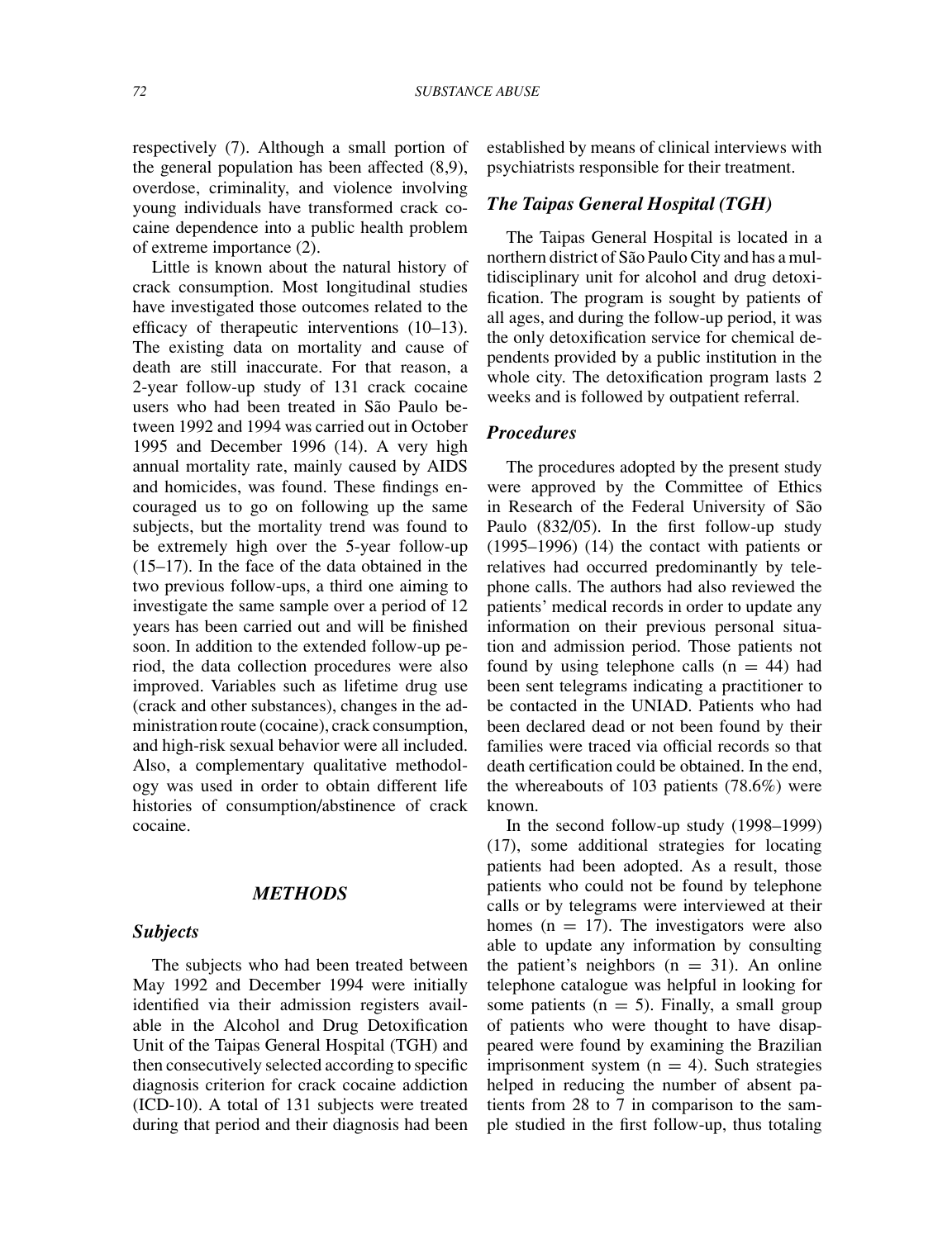respectively (7). Although a small portion of the general population has been affected (8,9), overdose, criminality, and violence involving young individuals have transformed crack cocaine dependence into a public health problem of extreme importance (2).

Little is known about the natural history of crack consumption. Most longitudinal studies have investigated those outcomes related to the efficacy of therapeutic interventions (10–13). The existing data on mortality and cause of death are still inaccurate. For that reason, a 2-year follow-up study of 131 crack cocaine users who had been treated in São Paulo between 1992 and 1994 was carried out in October 1995 and December 1996 (14). A very high annual mortality rate, mainly caused by AIDS and homicides, was found. These findings encouraged us to go on following up the same subjects, but the mortality trend was found to be extremely high over the 5-year follow-up (15–17). In the face of the data obtained in the two previous follow-ups, a third one aiming to investigate the same sample over a period of 12 years has been carried out and will be finished soon. In addition to the extended follow-up period, the data collection procedures were also improved. Variables such as lifetime drug use (crack and other substances), changes in the administration route (cocaine), crack consumption, and high-risk sexual behavior were all included. Also, a complementary qualitative methodology was used in order to obtain different life histories of consumption/abstinence of crack cocaine.

## METHODS

### Subjects

The subjects who had been treated between May 1992 and December 1994 were initially identified via their admission registers available in the Alcohol and Drug Detoxification Unit of the Taipas General Hospital (TGH) and then consecutively selected according to specific diagnosis criterion for crack cocaine addiction (ICD-10). A total of 131 subjects were treated during that period and their diagnosis had been established by means of clinical interviews with psychiatrists responsible for their treatment.

### The Taipas General Hospital (TGH)

The Taipas General Hospital is located in a northern district of São Paulo City and has a multidisciplinary unit for alcohol and drug detoxification. The program is sought by patients of all ages, and during the follow-up period, it was the only detoxification service for chemical dependents provided by a public institution in the whole city. The detoxification program lasts 2 weeks and is followed by outpatient referral.

### Procedures

The procedures adopted by the present study were approved by the Committee of Ethics in Research of the Federal University of São Paulo (832/05). In the first follow-up study (1995–1996) (14) the contact with patients or relatives had occurred predominantly by telephone calls. The authors had also reviewed the patients' medical records in order to update any information on their previous personal situation and admission period. Those patients not found by using telephone calls (n = 44) had been sent telegrams indicating a practitioner to be contacted in the UNIAD. Patients who had been declared dead or not been found by their families were traced via official records so that death certification could be obtained. In the end, the whereabouts of 103 patients (78.6%) were known.

In the second follow-up study (1998–1999) (17), some additional strategies for locating patients had been adopted. As a result, those patients who could not be found by telephone calls or by telegrams were interviewed at their homes (n = 17). The investigators were also able to update any information by consulting the patient's neighbors (n = 31). An online telephone catalogue was helpful in looking for some patients (n = 5). Finally, a small group of patients who were thought to have disappeared were found by examining the Brazilian imprisonment system (n = 4). Such strategies helped in reducing the number of absent patients from 28 to 7 in comparison to the sample studied in the first follow-up, thus totaling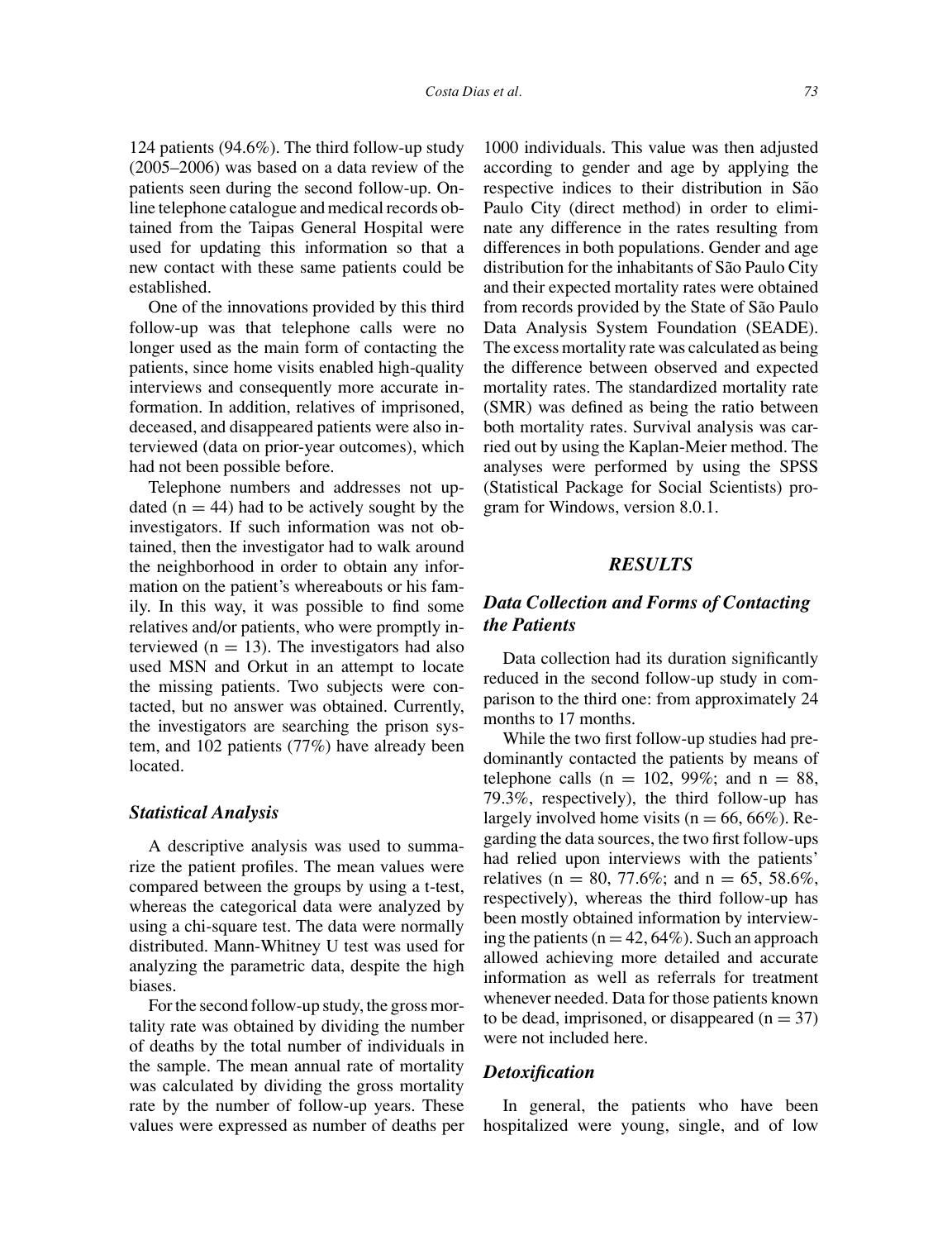124 patients (94.6%). The third follow-up study (2005–2006) was based on a data review of the patients seen during the second follow-up. Online telephone catalogue and medical records obtained from the Taipas General Hospital were used for updating this information so that a new contact with these same patients could be established.

One of the innovations provided by this third follow-up was that telephone calls were no longer used as the main form of contacting the patients, since home visits enabled high-quality interviews and consequently more accurate information. In addition, relatives of imprisoned, deceased, and disappeared patients were also interviewed (data on prior-year outcomes), which had not been possible before.

Telephone numbers and addresses not updated ($n = 44$) had to be actively sought by the investigators. If such information was not obtained, then the investigator had to walk around the neighborhood in order to obtain any information on the patient's whereabouts or his family. In this way, it was possible to find some relatives and/or patients, who were promptly interviewed ($n = 13$). The investigators had also used MSN and Orkut in an attempt to locate the missing patients. Two subjects were contacted, but no answer was obtained. Currently, the investigators are searching the prison system, and 102 patients (77%) have already been located.

### *Statistical Analysis*

A descriptive analysis was used to summarize the patient profiles. The mean values were compared between the groups by using a t-test, whereas the categorical data were analyzed by using a chi-square test. The data were normally distributed. Mann-Whitney U test was used for analyzing the parametric data, despite the high biases.

For the second follow-up study, the gross mortality rate was obtained by dividing the number of deaths by the total number of individuals in the sample. The mean annual rate of mortality was calculated by dividing the gross mortality rate by the number of follow-up years. These values were expressed as number of deaths per 1000 individuals. This value was then adjusted according to gender and age by applying the respective indices to their distribution in São Paulo City (direct method) in order to eliminate any difference in the rates resulting from differences in both populations. Gender and age distribution for the inhabitants of São Paulo City and their expected mortality rates were obtained from records provided by the State of São Paulo Data Analysis System Foundation (SEADE). The excess mortality rate was calculated as being the difference between observed and expected mortality rates. The standardized mortality rate (SMR) was defined as being the ratio between both mortality rates. Survival analysis was carried out by using the Kaplan-Meier method. The analyses were performed by using the SPSS (Statistical Package for Social Scientists) program for Windows, version 8.0.1.

## *RESULTS*

### *Data Collection and Forms of Contacting the Patients*

Data collection had its duration significantly reduced in the second follow-up study in comparison to the third one: from approximately 24 months to 17 months.

While the two first follow-up studies had predominantly contacted the patients by means of telephone calls ($n = 102$, 99%; and $n = 88$, 79.3%, respectively), the third follow-up has largely involved home visits ($n = 66$, 66%). Regarding the data sources, the two first follow-ups had relied upon interviews with the patients' relatives ($n = 80$, 77.6%; and $n = 65$, 58.6%, respectively), whereas the third follow-up has been mostly obtained information by interviewing the patients ($n = 42$, 64%). Such an approach allowed achieving more detailed and accurate information as well as referrals for treatment whenever needed. Data for those patients known to be dead, imprisoned, or disappeared ($n = 37$) were not included here.

### *Detoxification*

In general, the patients who have been hospitalized were young, single, and of low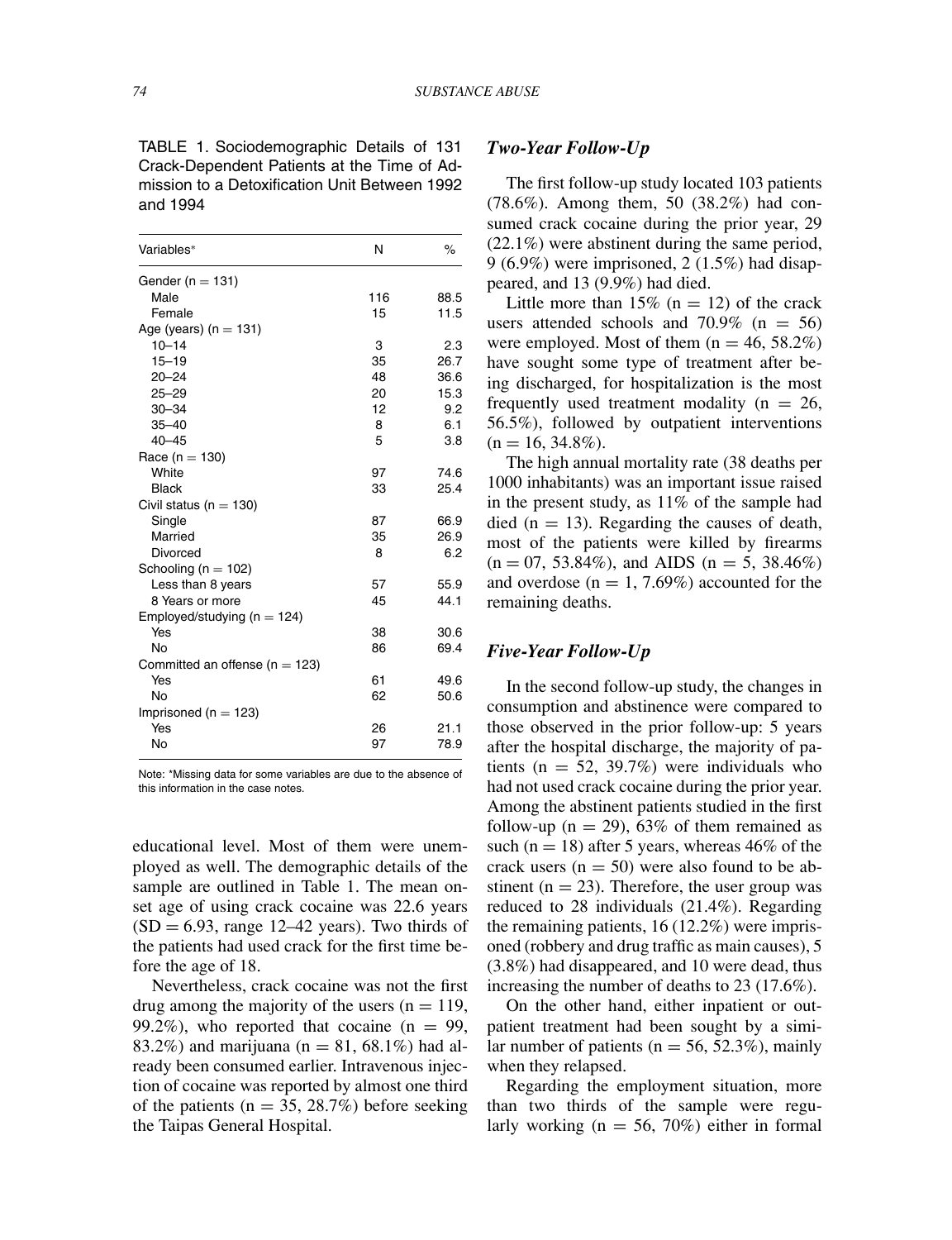TABLE 1. Sociodemographic Details of 131 Crack-Dependent Patients at the Time of Admission to a Detoxification Unit Between 1992 and 1994

| Variables* | N | % |
|---|---|---|
| Gender (n = 131) | | |
| Male | 116 | 88.5 |
| Female | 15 | 11.5 |
| Age (years) (n = 131) | | |
| 10–14 | 3 | 2.3 |
| 15–19 | 35 | 26.7 |
| 20–24 | 48 | 36.6 |
| 25–29 | 20 | 15.3 |
| 30–34 | 12 | 9.2 |
| 35–40 | 8 | 6.1 |
| 40–45 | 5 | 3.8 |
| Race (n = 130) | | |
| White | 97 | 74.6 |
| Black | 33 | 25.4 |
| Civil status (n = 130) | | |
| Single | 87 | 66.9 |
| Married | 35 | 26.9 |
| Divorced | 8 | 6.2 |
| Schooling (n = 102) | | |
| Less than 8 years | 57 | 55.9 |
| 8 Years or more | 45 | 44.1 |
| Employed/studying (n = 124) | | |
| Yes | 38 | 30.6 |
| No | 86 | 69.4 |
| Committed an offense (n = 123) | | |
| Yes | 61 | 49.6 |
| No | 62 | 50.6 |
| Imprisoned (n = 123) | | |
| Yes | 26 | 21.1 |
| No | 97 | 78.9 |

Note: *Missing data for some variables are due to the absence of this information in the case notes.

educational level. Most of them were unemployed as well. The demographic details of the sample are outlined in Table 1. The mean onset age of using crack cocaine was 22.6 years (SD = 6.93, range 12–42 years). Two thirds of the patients had used crack for the first time before the age of 18.

Nevertheless, crack cocaine was not the first drug among the majority of the users (n = 119, 99.2%), who reported that cocaine (n = 99, 83.2%) and marijuana (n = 81, 68.1%) had already been consumed earlier. Intravenous injection of cocaine was reported by almost one third of the patients (n = 35, 28.7%) before seeking the Taipas General Hospital.

### *Two-Year Follow-Up*

The first follow-up study located 103 patients (78.6%). Among them, 50 (38.2%) had consumed crack cocaine during the prior year, 29 (22.1%) were abstinent during the same period, 9 (6.9%) were imprisoned, 2 (1.5%) had disappeared, and 13 (9.9%) had died.

Little more than 15% (n = 12) of the crack users attended schools and 70.9% (n = 56) were employed. Most of them (n = 46, 58.2%) have sought some type of treatment after being discharged, for hospitalization is the most frequently used treatment modality (n = 26, 56.5%), followed by outpatient interventions (n = 16, 34.8%).

The high annual mortality rate (38 deaths per 1000 inhabitants) was an important issue raised in the present study, as 11% of the sample had died (n = 13). Regarding the causes of death, most of the patients were killed by firearms (n = 07, 53.84%), and AIDS (n = 5, 38.46%) and overdose (n = 1, 7.69%) accounted for the remaining deaths.

### *Five-Year Follow-Up*

In the second follow-up study, the changes in consumption and abstinence were compared to those observed in the prior follow-up: 5 years after the hospital discharge, the majority of patients (n = 52, 39.7%) were individuals who had not used crack cocaine during the prior year. Among the abstinent patients studied in the first follow-up (n = 29), 63% of them remained as such (n = 18) after 5 years, whereas 46% of the crack users (n = 50) were also found to be abstinent (n = 23). Therefore, the user group was reduced to 28 individuals (21.4%). Regarding the remaining patients, 16 (12.2%) were imprisoned (robbery and drug traffic as main causes), 5 (3.8%) had disappeared, and 10 were dead, thus increasing the number of deaths to 23 (17.6%).

On the other hand, either inpatient or outpatient treatment had been sought by a similar number of patients (n = 56, 52.3%), mainly when they relapsed.

Regarding the employment situation, more than two thirds of the sample were regularly working (n = 56, 70%) either in formal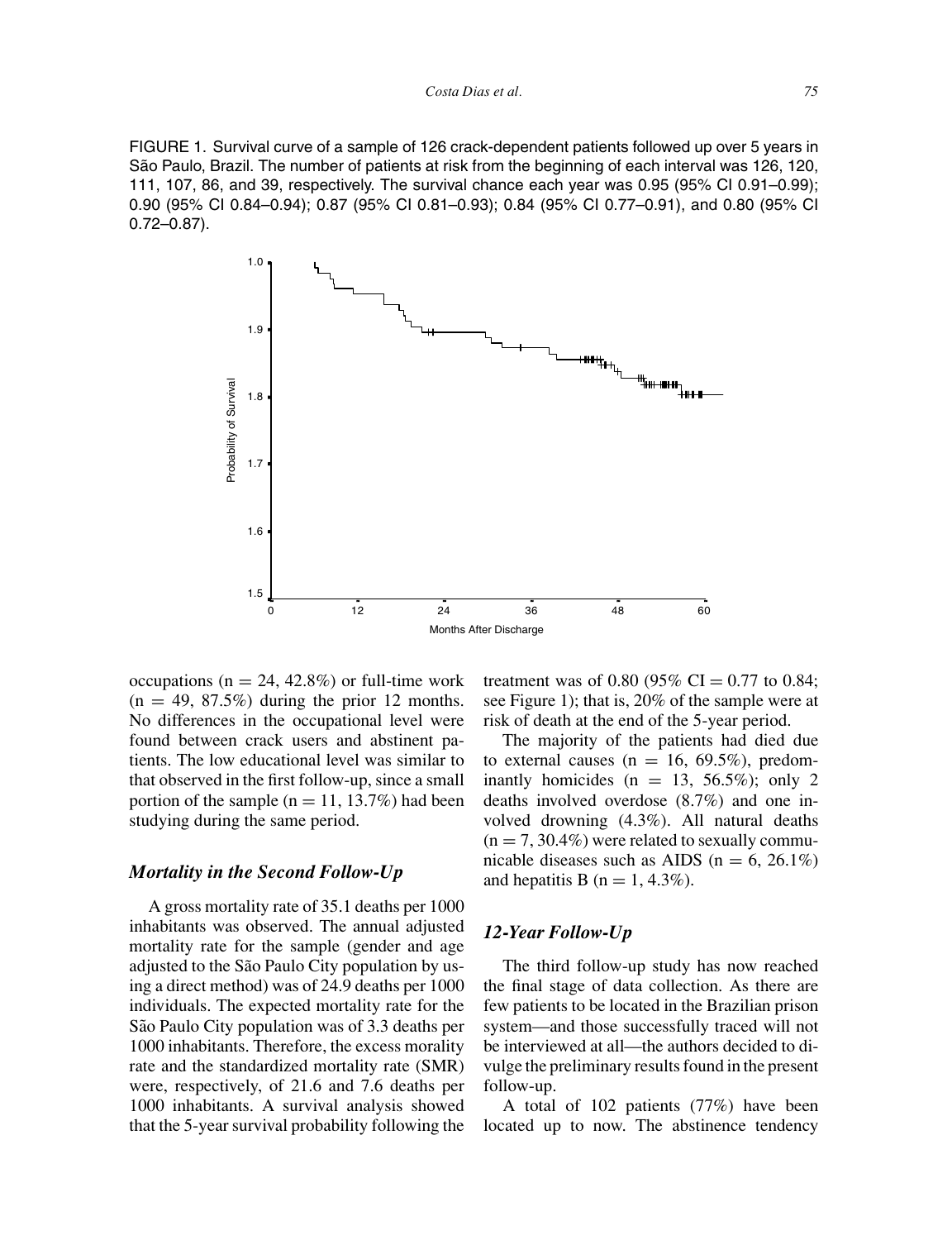FIGURE 1. Survival curve of a sample of 126 crack-dependent patients followed up over 5 years in São Paulo, Brazil. The number of patients at risk from the beginning of each interval was 126, 120, 111, 107, 86, and 39, respectively. The survival chance each year was 0.95 (95% CI 0.91–0.99); 0.90 (95% CI 0.84–0.94); 0.87 (95% CI 0.81–0.93); 0.84 (95% CI 0.77–0.91), and 0.80 (95% CI 0.72–0.87).

occupations ($n = 24$, 42.8%) or full-time work ($n = 49$, 87.5%) during the prior 12 months. No differences in the occupational level were found between crack users and abstinent patients. The low educational level was similar to that observed in the first follow-up, since a small portion of the sample ($n = 11$, 13.7%) had been studying during the same period.

### *Mortality in the Second Follow-Up*

A gross mortality rate of 35.1 deaths per 1000 inhabitants was observed. The annual adjusted mortality rate for the sample (gender and age adjusted to the São Paulo City population by using a direct method) was of 24.9 deaths per 1000 individuals. The expected mortality rate for the São Paulo City population was of 3.3 deaths per 1000 inhabitants. Therefore, the excess morality rate and the standardized mortality rate (SMR) were, respectively, of 21.6 and 7.6 deaths per 1000 inhabitants. A survival analysis showed that the 5-year survival probability following the treatment was of 0.80 (95% CI = 0.77 to 0.84; see Figure 1); that is, 20% of the sample were at risk of death at the end of the 5-year period.

The majority of the patients had died due to external causes ($n = 16$, 69.5%), predominantly homicides ($n = 13$, 56.5%); only 2 deaths involved overdose (8.7%) and one involved drowning (4.3%). All natural deaths ($n = 7$, 30.4%) were related to sexually communicable diseases such as AIDS ($n = 6$, 26.1%) and hepatitis B ($n = 1$, 4.3%).

### *12-Year Follow-Up*

The third follow-up study has now reached the final stage of data collection. As there are few patients to be located in the Brazilian prison system—and those successfully traced will not be interviewed at all—the authors decided to divulge the preliminary results found in the present follow-up.

A total of 102 patients (77%) have been located up to now. The abstinence tendency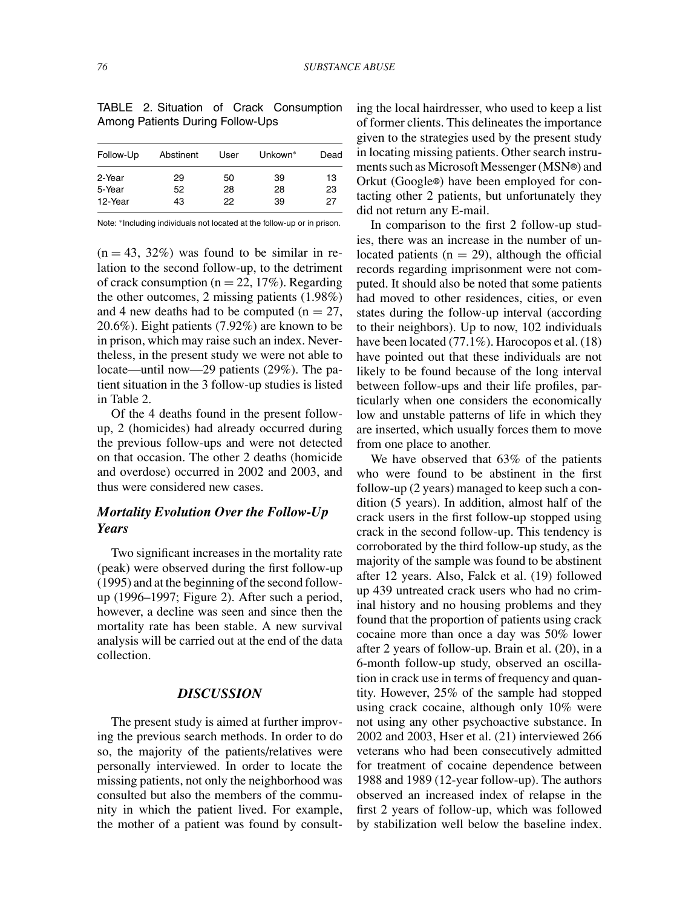TABLE 2. Situation of Crack Consumption Among Patients During Follow-Ups

| Follow-Up | Abstinent | User | Unkown* | Dead |
|---|---|---|---|---|
| 2-Year | 29 | 50 | 39 | 13 |
| 5-Year | 52 | 28 | 28 | 23 |
| 12-Year | 43 | 22 | 39 | 27 |

Note: *Including individuals not located at the follow-up or in prison.

(n = 43, 32%) was found to be similar in relation to the second follow-up, to the detriment of crack consumption (n = 22, 17%). Regarding the other outcomes, 2 missing patients (1.98%) and 4 new deaths had to be computed (n = 27, 20.6%). Eight patients (7.92%) are known to be in prison, which may raise such an index. Nevertheless, in the present study we were not able to locate—until now—29 patients (29%). The patient situation in the 3 follow-up studies is listed in Table 2.

Of the 4 deaths found in the present follow-up, 2 (homicides) had already occurred during the previous follow-ups and were not detected on that occasion. The other 2 deaths (homicide and overdose) occurred in 2002 and 2003, and thus were considered new cases.

### *Mortality Evolution Over the Follow-Up Years*

Two significant increases in the mortality rate (peak) were observed during the first follow-up (1995) and at the beginning of the second follow-up (1996–1997; Figure 2). After such a period, however, a decline was seen and since then the mortality rate has been stable. A new survival analysis will be carried out at the end of the data collection.

## *DISCUSSION*

The present study is aimed at further improving the previous search methods. In order to do so, the majority of the patients/relatives were personally interviewed. In order to locate the missing patients, not only the neighborhood was consulted but also the members of the community in which the patient lived. For example, the mother of a patient was found by consulting the local hairdresser, who used to keep a list of former clients. This delineates the importance given to the strategies used by the present study in locating missing patients. Other search instruments such as Microsoft Messenger (MSN®) and Orkut (Google®) have been employed for contacting other 2 patients, but unfortunately they did not return any E-mail.

In comparison to the first 2 follow-up studies, there was an increase in the number of unlocated patients (n = 29), although the official records regarding imprisonment were not computed. It should also be noted that some patients had moved to other residences, cities, or even states during the follow-up interval (according to their neighbors). Up to now, 102 individuals have been located (77.1%). Harocopos et al. (18) have pointed out that these individuals are not likely to be found because of the long interval between follow-ups and their life profiles, particularly when one considers the economically low and unstable patterns of life in which they are inserted, which usually forces them to move from one place to another.

We have observed that 63% of the patients who were found to be abstinent in the first follow-up (2 years) managed to keep such a condition (5 years). In addition, almost half of the crack users in the first follow-up stopped using crack in the second follow-up. This tendency is corroborated by the third follow-up study, as the majority of the sample was found to be abstinent after 12 years. Also, Falck et al. (19) followed up 439 untreated crack users who had no criminal history and no housing problems and they found that the proportion of patients using crack cocaine more than once a day was 50% lower after 2 years of follow-up. Brain et al. (20), in a 6-month follow-up study, observed an oscillation in crack use in terms of frequency and quantity. However, 25% of the sample had stopped using crack cocaine, although only 10% were not using any other psychoactive substance. In 2002 and 2003, Hser et al. (21) interviewed 266 veterans who had been consecutively admitted for treatment of cocaine dependence between 1988 and 1989 (12-year follow-up). The authors observed an increased index of relapse in the first 2 years of follow-up, which was followed by stabilization well below the baseline index.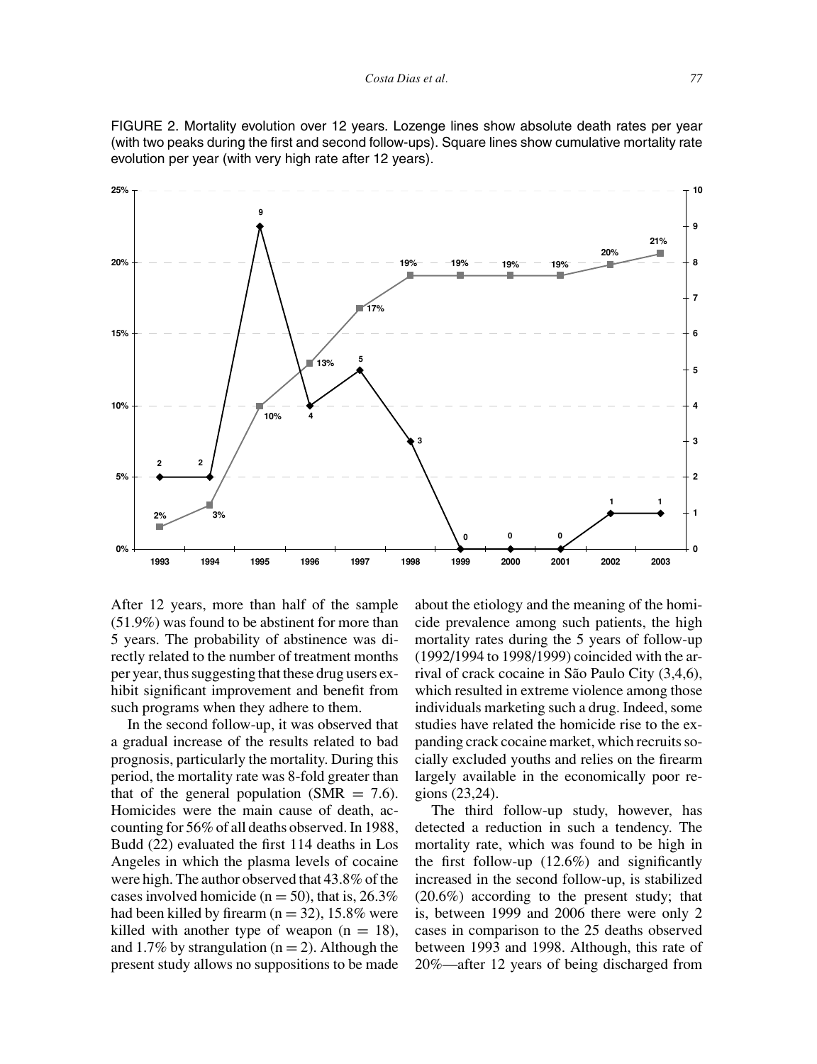FIGURE 2. Mortality evolution over 12 years. Lozenge lines show absolute death rates per year (with two peaks during the first and second follow-ups). Square lines show cumulative mortality rate evolution per year (with very high rate after 12 years).

After 12 years, more than half of the sample (51.9%) was found to be abstinent for more than 5 years. The probability of abstinence was directly related to the number of treatment months per year, thus suggesting that these drug users exhibit significant improvement and benefit from such programs when they adhere to them.

In the second follow-up, it was observed that a gradual increase of the results related to bad prognosis, particularly the mortality. During this period, the mortality rate was 8-fold greater than that of the general population (SMR = 7.6). Homicides were the main cause of death, accounting for 56% of all deaths observed. In 1988, Budd (22) evaluated the first 114 deaths in Los Angeles in which the plasma levels of cocaine were high. The author observed that 43.8% of the cases involved homicide (n = 50), that is, 26.3% had been killed by firearm (n = 32), 15.8% were killed with another type of weapon (n = 18), and 1.7% by strangulation (n = 2). Although the present study allows no suppositions to be made about the etiology and the meaning of the homicide prevalence among such patients, the high mortality rates during the 5 years of follow-up (1992/1994 to 1998/1999) coincided with the arrival of crack cocaine in São Paulo City (3,4,6), which resulted in extreme violence among those individuals marketing such a drug. Indeed, some studies have related the homicide rise to the expanding crack cocaine market, which recruits socially excluded youths and relies on the firearm largely available in the economically poor regions (23,24).

The third follow-up study, however, has detected a reduction in such a tendency. The mortality rate, which was found to be high in the first follow-up (12.6%) and significantly increased in the second follow-up, is stabilized (20.6%) according to the present study; that is, between 1999 and 2006 there were only 2 cases in comparison to the 25 deaths observed between 1993 and 1998. Although, this rate of 20%—after 12 years of being discharged from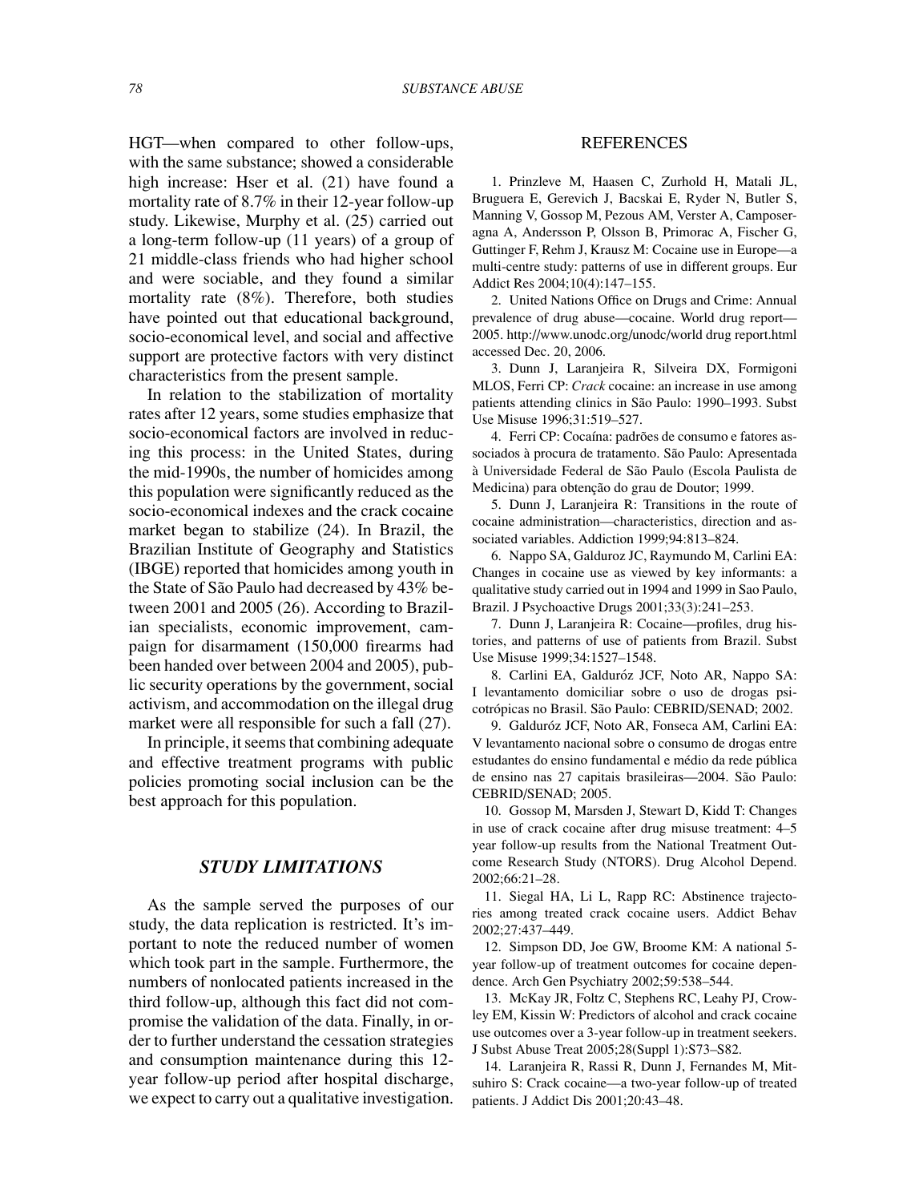HGT—when compared to other follow-ups, with the same substance; showed a considerable high increase: Hser et al. (21) have found a mortality rate of 8.7% in their 12-year follow-up study. Likewise, Murphy et al. (25) carried out a long-term follow-up (11 years) of a group of 21 middle-class friends who had higher school and were sociable, and they found a similar mortality rate (8%). Therefore, both studies have pointed out that educational background, socio-economical level, and social and affective support are protective factors with very distinct characteristics from the present sample.

In relation to the stabilization of mortality rates after 12 years, some studies emphasize that socio-economical factors are involved in reducing this process: in the United States, during the mid-1990s, the number of homicides among this population were significantly reduced as the socio-economical indexes and the crack cocaine market began to stabilize (24). In Brazil, the Brazilian Institute of Geography and Statistics (IBGE) reported that homicides among youth in the State of São Paulo had decreased by 43% between 2001 and 2005 (26). According to Brazilian specialists, economic improvement, campaign for disarmament (150,000 firearms had been handed over between 2004 and 2005), public security operations by the government, social activism, and accommodation on the illegal drug market were all responsible for such a fall (27).

In principle, it seems that combining adequate and effective treatment programs with public policies promoting social inclusion can be the best approach for this population.

## *STUDY LIMITATIONS*

As the sample served the purposes of our study, the data replication is restricted. It's important to note the reduced number of women which took part in the sample. Furthermore, the numbers of nonlocated patients increased in the third follow-up, although this fact did not compromise the validation of the data. Finally, in order to further understand the cessation strategies and consumption maintenance during this 12-year follow-up period after hospital discharge, we expect to carry out a qualitative investigation.

## REFERENCES

1. Prinzleve M, Haasen C, Zurhold H, Matali JL, Bruguera E, Gerevich J, Bacskai E, Ryder N, Butler S, Manning V, Gossop M, Pezous AM, Verster A, Camposeragna A, Andersson P, Olsson B, Primorac A, Fischer G, Guttinger F, Rehm J, Krausz M: Cocaine use in Europe—a multi-centre study: patterns of use in different groups. Eur Addict Res 2004;10(4):147–155.

2. United Nations Office on Drugs and Crime: Annual prevalence of drug abuse—cocaine. World drug report—2005. http://www.unodc.org/unodc/world drug report.html accessed Dec. 20, 2006.

3. Dunn J, Laranjeira R, Silveira DX, Formigoni MLOS, Ferri CP: *Crack* cocaine: an increase in use among patients attending clinics in São Paulo: 1990–1993. Subst Use Misuse 1996;31:519–527.

4. Ferri CP: Cocaína: padrões de consumo e fatores associados à procura de tratamento. São Paulo: Apresentada à Universidade Federal de São Paulo (Escola Paulista de Medicina) para obtenção do grau de Doutor; 1999.

5. Dunn J, Laranjeira R: Transitions in the route of cocaine administration—characteristics, direction and associated variables. Addiction 1999;94:813–824.

6. Nappo SA, Galduroz JC, Raymundo M, Carlini EA: Changes in cocaine use as viewed by key informants: a qualitative study carried out in 1994 and 1999 in Sao Paulo, Brazil. J Psychoactive Drugs 2001;33(3):241–253.

7. Dunn J, Laranjeira R: Cocaine—profiles, drug histories, and patterns of use of patients from Brazil. Subst Use Misuse 1999;34:1527–1548.

8. Carlini EA, Galduróz JCF, Noto AR, Nappo SA: I levantamento domiciliar sobre o uso de drogas psicotrópicas no Brasil. São Paulo: CEBRID/SENAD; 2002.

9. Galduróz JCF, Noto AR, Fonseca AM, Carlini EA: V levantamento nacional sobre o consumo de drogas entre estudantes do ensino fundamental e médio da rede pública de ensino nas 27 capitais brasileiras—2004. São Paulo: CEBRID/SENAD; 2005.

10. Gossop M, Marsden J, Stewart D, Kidd T: Changes in use of crack cocaine after drug misuse treatment: 4–5 year follow-up results from the National Treatment Outcome Research Study (NTORS). Drug Alcohol Depend. 2002;66:21–28.

11. Siegal HA, Li L, Rapp RC: Abstinence trajectories among treated crack cocaine users. Addict Behav 2002;27:437–449.

12. Simpson DD, Joe GW, Broome KM: A national 5-year follow-up of treatment outcomes for cocaine dependence. Arch Gen Psychiatry 2002;59:538–544.

13. McKay JR, Foltz C, Stephens RC, Leahy PJ, Crowley EM, Kissin W: Predictors of alcohol and crack cocaine use outcomes over a 3-year follow-up in treatment seekers. J Subst Abuse Treat 2005;28(Suppl 1):S73–S82.

14. Laranjeira R, Rassi R, Dunn J, Fernandes M, Mitsuhiro S: Crack cocaine—a two-year follow-up of treated patients. J Addict Dis 2001;20:43–48.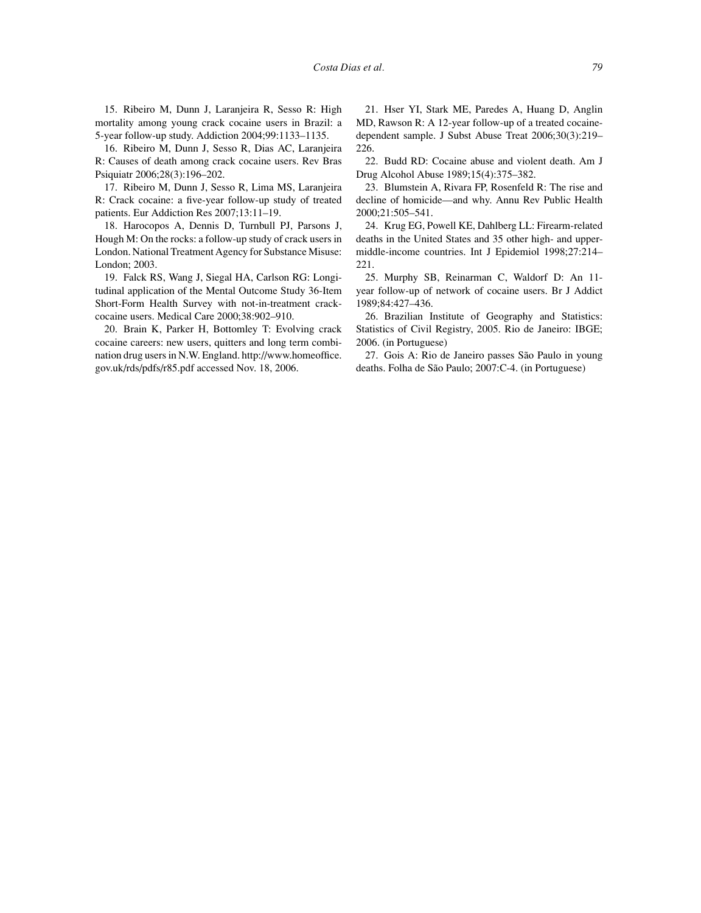15. Ribeiro M, Dunn J, Laranjeira R, Sesso R: High mortality among young crack cocaine users in Brazil: a 5-year follow-up study. Addiction 2004;99:1133–1135.

16. Ribeiro M, Dunn J, Sesso R, Dias AC, Laranjeira R: Causes of death among crack cocaine users. Rev Bras Psiquiatr 2006;28(3):196–202.

17. Ribeiro M, Dunn J, Sesso R, Lima MS, Laranjeira R: Crack cocaine: a five-year follow-up study of treated patients. Eur Addiction Res 2007;13:11–19.

18. Harocopos A, Dennis D, Turnbull PJ, Parsons J, Hough M: On the rocks: a follow-up study of crack users in London. National Treatment Agency for Substance Misuse: London; 2003.

19. Falck RS, Wang J, Siegal HA, Carlson RG: Longitudinal application of the Mental Outcome Study 36-Item Short-Form Health Survey with not-in-treatment crack-cocaine users. Medical Care 2000;38:902–910.

20. Brain K, Parker H, Bottomley T: Evolving crack cocaine careers: new users, quitters and long term combination drug users in N.W. England. http://www.homeoffice.gov.uk/rds/pdfs/r85.pdf accessed Nov. 18, 2006.

21. Hser YI, Stark ME, Paredes A, Huang D, Anglin MD, Rawson R: A 12-year follow-up of a treated cocaine-dependent sample. J Subst Abuse Treat 2006;30(3):219–226.

22. Budd RD: Cocaine abuse and violent death. Am J Drug Alcohol Abuse 1989;15(4):375–382.

23. Blumstein A, Rivara FP, Rosenfeld R: The rise and decline of homicide—and why. Annu Rev Public Health 2000;21:505–541.

24. Krug EG, Powell KE, Dahlberg LL: Firearm-related deaths in the United States and 35 other high- and upper-middle-income countries. Int J Epidemiol 1998;27:214–221.

25. Murphy SB, Reinarman C, Waldorf D: An 11-year follow-up of network of cocaine users. Br J Addict 1989;84:427–436.

26. Brazilian Institute of Geography and Statistics: Statistics of Civil Registry, 2005. Rio de Janeiro: IBGE; 2006. (in Portuguese)

27. Gois A: Rio de Janeiro passes São Paulo in young deaths. Folha de São Paulo; 2007:C-4. (in Portuguese)